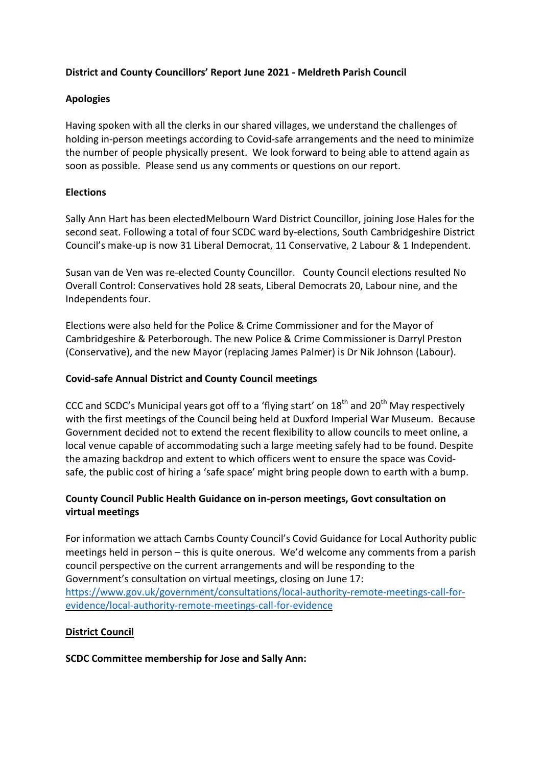**District and County Councillors' Report June 2021 - Meldreth Parish Council**

**Apologies**

Having spoken with all the clerks in our shared villages, we understand the challenges of holding in-person meetings according to Covid-safe arrangements and the need to minimize the number of people physically present. We look forward to being able to attend again as soon as possible. Please send us any comments or questions on our report.

**Elections**

Sally Ann Hart has been electedMelbourn Ward District Councillor, joining Jose Hales for the second seat. Following a total of four SCDC ward by-elections, South Cambridgeshire District Council's make-up is now 31 Liberal Democrat, 11 Conservative, 2 Labour & 1 Independent.

Susan van de Ven was re-elected County Councillor. County Council elections resulted No Overall Control: Conservatives hold 28 seats, Liberal Democrats 20, Labour nine, and the Independents four.

Elections were also held for the Police & Crime Commissioner and for the Mayor of Cambridgeshire & Peterborough. The new Police & Crime Commissioner is Darryl Preston (Conservative), and the new Mayor (replacing James Palmer) is Dr Nik Johnson (Labour).

**Covid-safe Annual District and County Council meetings**

CCC and SCDC's Municipal years got off to a 'flying start' on 18th and 20th May respectively with the first meetings of the Council being held at Duxford Imperial War Museum. Because Government decided not to extend the recent flexibility to allow councils to meet online, a local venue capable of accommodating such a large meeting safely had to be found. Despite the amazing backdrop and extent to which officers went to ensure the space was Covid-safe, the public cost of hiring a 'safe space' might bring people down to earth with a bump.

**County Council Public Health Guidance on in-person meetings, Govt consultation on virtual meetings**

For information we attach Cambs County Council's Covid Guidance for Local Authority public meetings held in person – this is quite onerous. We'd welcome any comments from a parish council perspective on the current arrangements and will be responding to the Government's consultation on virtual meetings, closing on June 17: [https://www.gov.uk/government/consultations/local-authority-remote-meetings-call-for-evidence/local-authority-remote-meetings-call-for-evidence](https://www.gov.uk/government/consultations/local-authority-remote-meetings-call-for-evidence/local-authority-remote-meetings-call-for-evidence)

**District Council**

**SCDC Committee membership for Jose and Sally Ann:**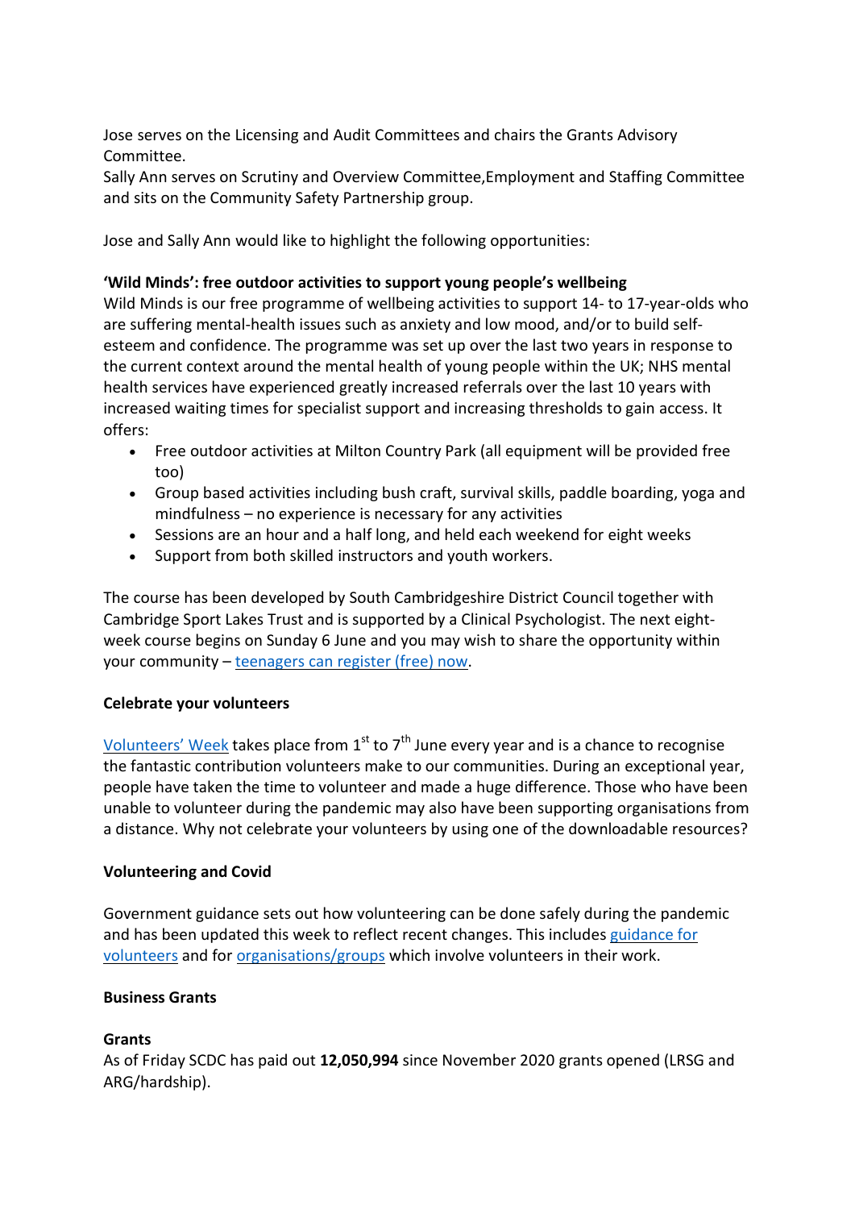Jose serves on the Licensing and Audit Committees and chairs the Grants Advisory Committee.
Sally Ann serves on Scrutiny and Overview Committee,Employment and Staffing Committee and sits on the Community Safety Partnership group.

Jose and Sally Ann would like to highlight the following opportunities:

**'Wild Minds': free outdoor activities to support young people's wellbeing**
Wild Minds is our free programme of wellbeing activities to support 14- to 17-year-olds who are suffering mental-health issues such as anxiety and low mood, and/or to build self-esteem and confidence. The programme was set up over the last two years in response to the current context around the mental health of young people within the UK; NHS mental health services have experienced greatly increased referrals over the last 10 years with increased waiting times for specialist support and increasing thresholds to gain access. It offers:

- Free outdoor activities at Milton Country Park (all equipment will be provided free too)
- Group based activities including bush craft, survival skills, paddle boarding, yoga and mindfulness – no experience is necessary for any activities
- Sessions are an hour and a half long, and held each weekend for eight weeks
- Support from both skilled instructors and youth workers.

The course has been developed by South Cambridgeshire District Council together with Cambridge Sport Lakes Trust and is supported by a Clinical Psychologist. The next eight-week course begins on Sunday 6 June and you may wish to share the opportunity within your community – teenagers can register (free) now.

**Celebrate your volunteers**

Volunteers' Week takes place from 1st to 7th June every year and is a chance to recognise the fantastic contribution volunteers make to our communities. During an exceptional year, people have taken the time to volunteer and made a huge difference. Those who have been unable to volunteer during the pandemic may also have been supporting organisations from a distance. Why not celebrate your volunteers by using one of the downloadable resources?

**Volunteering and Covid**

Government guidance sets out how volunteering can be done safely during the pandemic and has been updated this week to reflect recent changes. This includes guidance for volunteers and for organisations/groups which involve volunteers in their work.

**Business Grants**

**Grants**
As of Friday SCDC has paid out **12,050,994** since November 2020 grants opened (LRSG and ARG/hardship).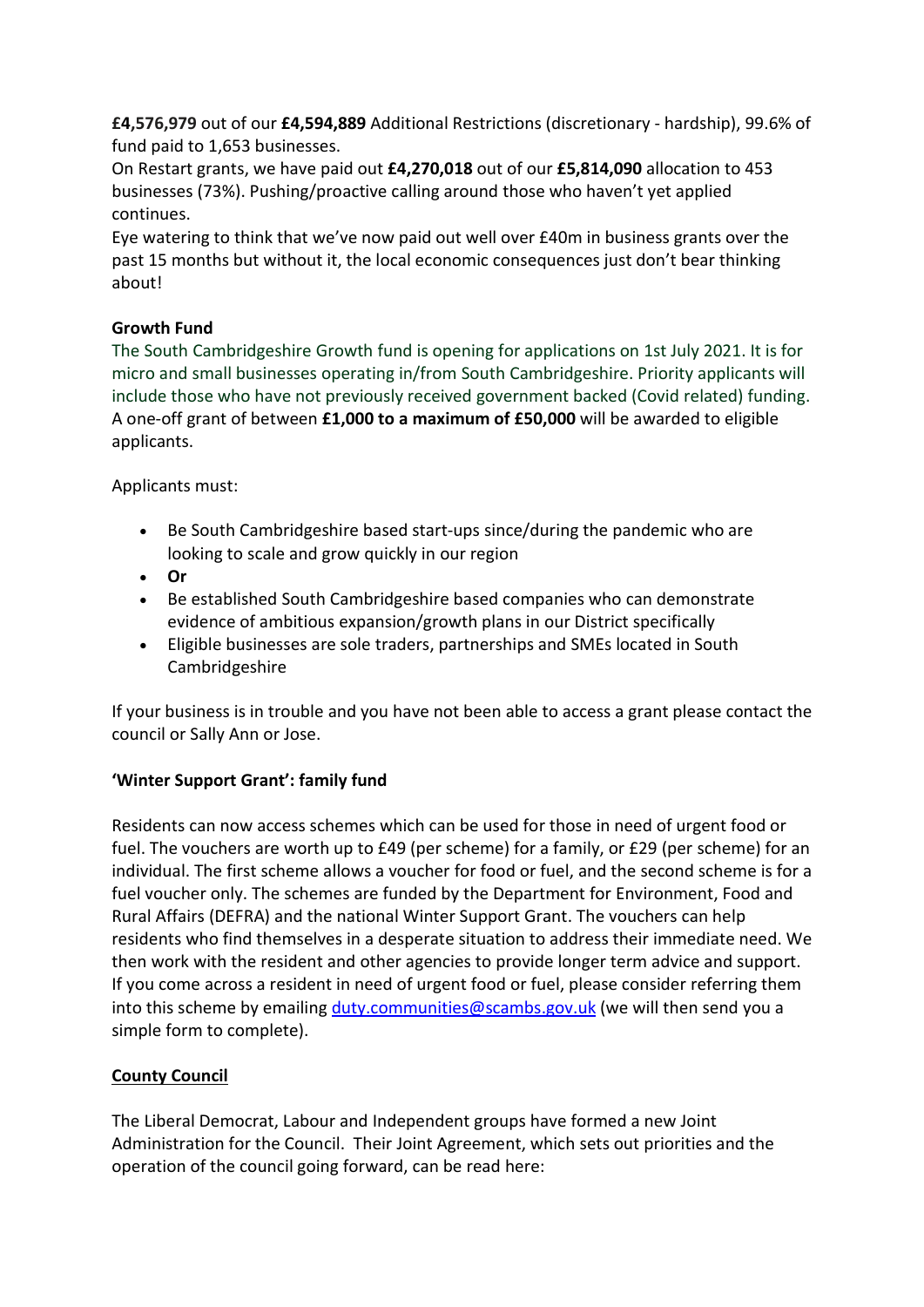**£4,576,979** out of our **£4,594,889** Additional Restrictions (discretionary - hardship), 99.6% of fund paid to 1,653 businesses.
On Restart grants, we have paid out **£4,270,018** out of our **£5,814,090** allocation to 453 businesses (73%). Pushing/proactive calling around those who haven't yet applied continues.
Eye watering to think that we've now paid out well over £40m in business grants over the past 15 months but without it, the local economic consequences just don't bear thinking about!

**Growth Fund**

The South Cambridgeshire Growth fund is opening for applications on 1st July 2021. It is for micro and small businesses operating in/from South Cambridgeshire. Priority applicants will include those who have not previously received government backed (Covid related) funding. A one-off grant of between **£1,000 to a maximum of £50,000** will be awarded to eligible applicants.

Applicants must:

- Be South Cambridgeshire based start-ups since/during the pandemic who are looking to scale and grow quickly in our region
- **Or**
- Be established South Cambridgeshire based companies who can demonstrate evidence of ambitious expansion/growth plans in our District specifically
- Eligible businesses are sole traders, partnerships and SMEs located in South Cambridgeshire

If your business is in trouble and you have not been able to access a grant please contact the council or Sally Ann or Jose.

**'Winter Support Grant': family fund**

Residents can now access schemes which can be used for those in need of urgent food or fuel. The vouchers are worth up to £49 (per scheme) for a family, or £29 (per scheme) for an individual. The first scheme allows a voucher for food or fuel, and the second scheme is for a fuel voucher only. The schemes are funded by the Department for Environment, Food and Rural Affairs (DEFRA) and the national Winter Support Grant. The vouchers can help residents who find themselves in a desperate situation to address their immediate need. We then work with the resident and other agencies to provide longer term advice and support. If you come across a resident in need of urgent food or fuel, please consider referring them into this scheme by emailing duty.communities@scambs.gov.uk (we will then send you a simple form to complete).

**County Council**

The Liberal Democrat, Labour and Independent groups have formed a new Joint Administration for the Council. Their Joint Agreement, which sets out priorities and the operation of the council going forward, can be read here: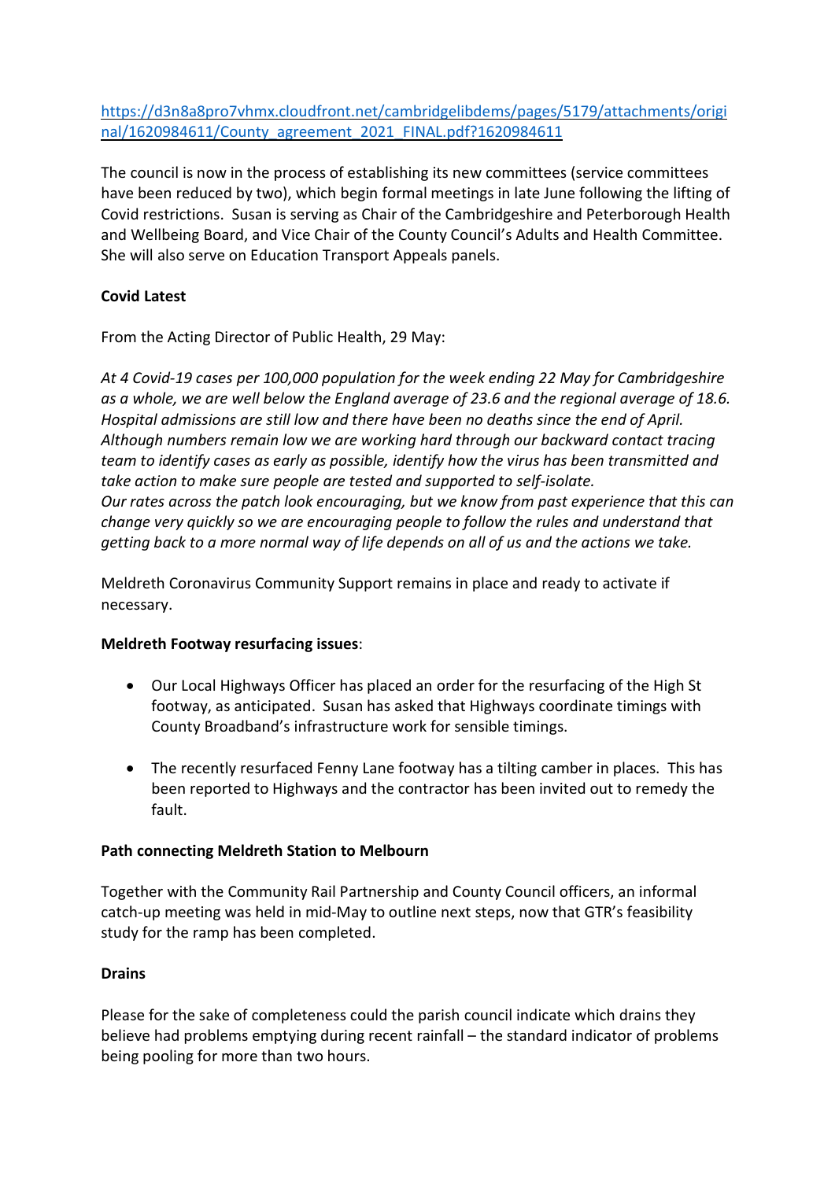[https://d3n8a8pro7vhmx.cloudfront.net/cambridgelibdems/pages/5179/attachments/original/1620984611/County_agreement_2021_FINAL.pdf?1620984611](https://d3n8a8pro7vhmx.cloudfront.net/cambridgelibdems/pages/5179/attachments/original/1620984611/County_agreement_2021_FINAL.pdf?1620984611)

The council is now in the process of establishing its new committees (service committees have been reduced by two), which begin formal meetings in late June following the lifting of Covid restrictions. Susan is serving as Chair of the Cambridgeshire and Peterborough Health and Wellbeing Board, and Vice Chair of the County Council's Adults and Health Committee. She will also serve on Education Transport Appeals panels.

**Covid Latest**

From the Acting Director of Public Health, 29 May:

*At 4 Covid-19 cases per 100,000 population for the week ending 22 May for Cambridgeshire as a whole, we are well below the England average of 23.6 and the regional average of 18.6. Hospital admissions are still low and there have been no deaths since the end of April. Although numbers remain low we are working hard through our backward contact tracing team to identify cases as early as possible, identify how the virus has been transmitted and take action to make sure people are tested and supported to self-isolate.*
*Our rates across the patch look encouraging, but we know from past experience that this can change very quickly so we are encouraging people to follow the rules and understand that getting back to a more normal way of life depends on all of us and the actions we take.*

Meldreth Coronavirus Community Support remains in place and ready to activate if necessary.

**Meldreth Footway resurfacing issues**:

- Our Local Highways Officer has placed an order for the resurfacing of the High St footway, as anticipated. Susan has asked that Highways coordinate timings with County Broadband's infrastructure work for sensible timings.

- The recently resurfaced Fenny Lane footway has a tilting camber in places. This has been reported to Highways and the contractor has been invited out to remedy the fault.

**Path connecting Meldreth Station to Melbourn**

Together with the Community Rail Partnership and County Council officers, an informal catch-up meeting was held in mid-May to outline next steps, now that GTR's feasibility study for the ramp has been completed.

**Drains**

Please for the sake of completeness could the parish council indicate which drains they believe had problems emptying during recent rainfall – the standard indicator of problems being pooling for more than two hours.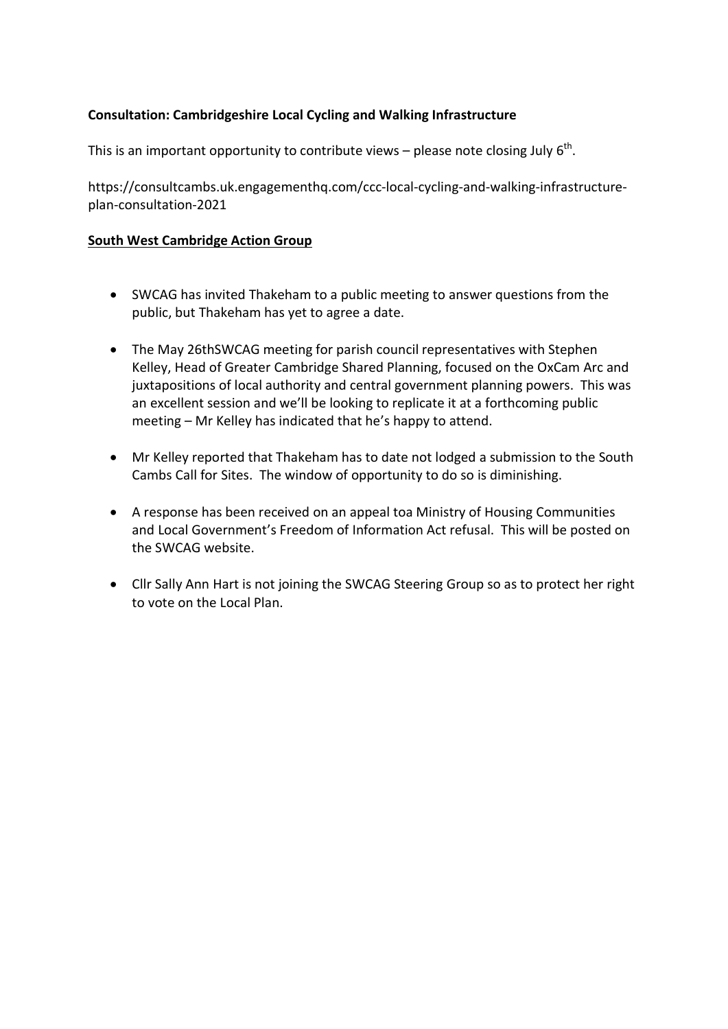**Consultation: Cambridgeshire Local Cycling and Walking Infrastructure**

This is an important opportunity to contribute views – please note closing July 6th.

https://consultcambs.uk.engagementhq.com/ccc-local-cycling-and-walking-infrastructure-plan-consultation-2021

**South West Cambridge Action Group**

- SWCAG has invited Thakeham to a public meeting to answer questions from the public, but Thakeham has yet to agree a date.
- The May 26thSWCAG meeting for parish council representatives with Stephen Kelley, Head of Greater Cambridge Shared Planning, focused on the OxCam Arc and juxtapositions of local authority and central government planning powers. This was an excellent session and we'll be looking to replicate it at a forthcoming public meeting – Mr Kelley has indicated that he's happy to attend.
- Mr Kelley reported that Thakeham has to date not lodged a submission to the South Cambs Call for Sites. The window of opportunity to do so is diminishing.
- A response has been received on an appeal toa Ministry of Housing Communities and Local Government's Freedom of Information Act refusal. This will be posted on the SWCAG website.
- Cllr Sally Ann Hart is not joining the SWCAG Steering Group so as to protect her right to vote on the Local Plan.